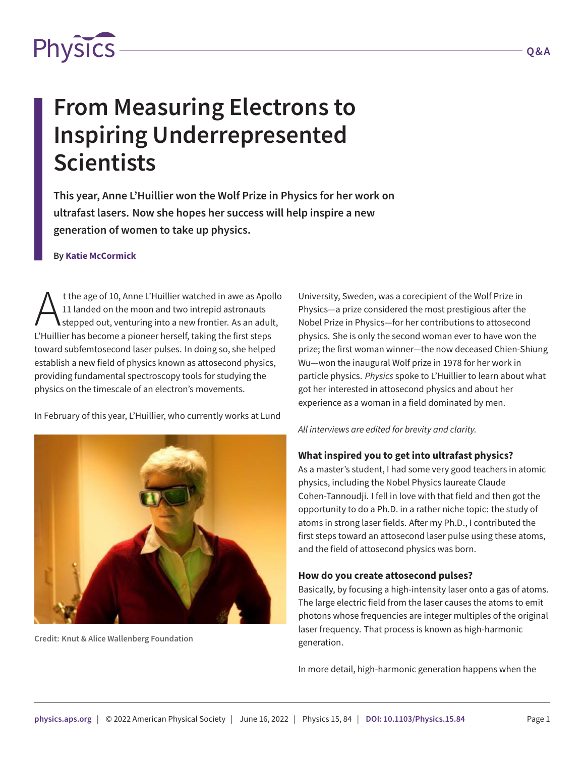# From Measuring Electrons to Inspiring Underrepresented Scientists

**This year, Anne L'Huillier won the Wolf Prize in Physics for her work on ultrafast lasers. Now she hopes her success will help inspire a new generation of women to take up physics.**

**By Katie McCormick**

At the age of 10, Anne L'Huillier watched in awe as Apollo 11 landed on the moon and two intrepid astronauts stepped out, venturing into a new frontier. As an adult, L'Huillier has become a pioneer herself, taking the first steps toward subfemtosecond laser pulses. In doing so, she helped establish a new field of physics known as attosecond physics, providing fundamental spectroscopy tools for studying the physics on the timescale of an electron's movements.

In February of this year, L'Huillier, who currently works at Lund University, Sweden, was a corecipient of the Wolf Prize in Physics—a prize considered the most prestigious after the Nobel Prize in Physics—for her contributions to attosecond physics. She is only the second woman ever to have won the prize; the first woman winner—the now deceased Chien-Shiung Wu—won the inaugural Wolf prize in 1978 for her work in particle physics. *Physics* spoke to L'Huillier to learn about what got her interested in attosecond physics and about her experience as a woman in a field dominated by men.

Credit: Knut & Alice Wallenberg Foundation

*All interviews are edited for brevity and clarity.*

### What inspired you to get into ultrafast physics?

As a master's student, I had some very good teachers in atomic physics, including the Nobel Physics laureate Claude Cohen-Tannoudji. I fell in love with that field and then got the opportunity to do a Ph.D. in a rather niche topic: the study of atoms in strong laser fields. After my Ph.D., I contributed the first steps toward an attosecond laser pulse using these atoms, and the field of attosecond physics was born.

### How do you create attosecond pulses?

Basically, by focusing a high-intensity laser onto a gas of atoms. The large electric field from the laser causes the atoms to emit photons whose frequencies are integer multiples of the original laser frequency. That process is known as high-harmonic generation.

In more detail, high-harmonic generation happens when the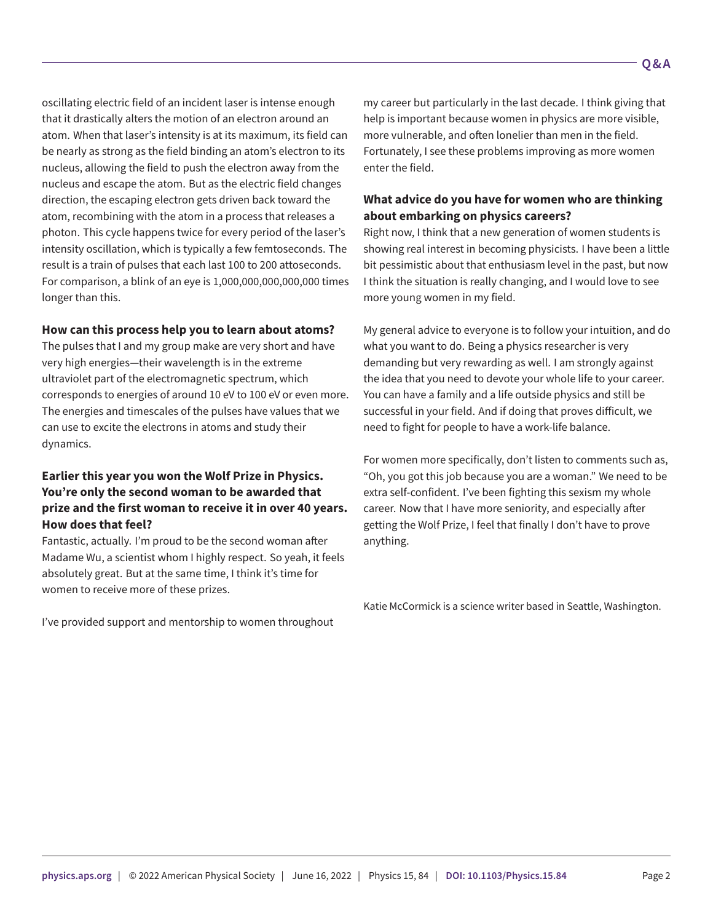oscillating electric field of an incident laser is intense enough that it drastically alters the motion of an electron around an atom. When that laser's intensity is at its maximum, its field can be nearly as strong as the field binding an atom's electron to its nucleus, allowing the field to push the electron away from the nucleus and escape the atom. But as the electric field changes direction, the escaping electron gets driven back toward the atom, recombining with the atom in a process that releases a photon. This cycle happens twice for every period of the laser's intensity oscillation, which is typically a few femtoseconds. The result is a train of pulses that each last 100 to 200 attoseconds. For comparison, a blink of an eye is 1,000,000,000,000,000 times longer than this.

**How can this process help you to learn about atoms?**

The pulses that I and my group make are very short and have very high energies—their wavelength is in the extreme ultraviolet part of the electromagnetic spectrum, which corresponds to energies of around 10 eV to 100 eV or even more. The energies and timescales of the pulses have values that we can use to excite the electrons in atoms and study their dynamics.

**Earlier this year you won the Wolf Prize in Physics. You're only the second woman to be awarded that prize and the first woman to receive it in over 40 years. How does that feel?**

Fantastic, actually. I'm proud to be the second woman after Madame Wu, a scientist whom I highly respect. So yeah, it feels absolutely great. But at the same time, I think it's time for women to receive more of these prizes.

I've provided support and mentorship to women throughout my career but particularly in the last decade. I think giving that help is important because women in physics are more visible, more vulnerable, and often lonelier than men in the field. Fortunately, I see these problems improving as more women enter the field.

**What advice do you have for women who are thinking about embarking on physics careers?**

Right now, I think that a new generation of women students is showing real interest in becoming physicists. I have been a little bit pessimistic about that enthusiasm level in the past, but now I think the situation is really changing, and I would love to see more young women in my field.

My general advice to everyone is to follow your intuition, and do what you want to do. Being a physics researcher is very demanding but very rewarding as well. I am strongly against the idea that you need to devote your whole life to your career. You can have a family and a life outside physics and still be successful in your field. And if doing that proves difficult, we need to fight for people to have a work-life balance.

For women more specifically, don't listen to comments such as, "Oh, you got this job because you are a woman." We need to be extra self-confident. I've been fighting this sexism my whole career. Now that I have more seniority, and especially after getting the Wolf Prize, I feel that finally I don't have to prove anything.

Katie McCormick is a science writer based in Seattle, Washington.